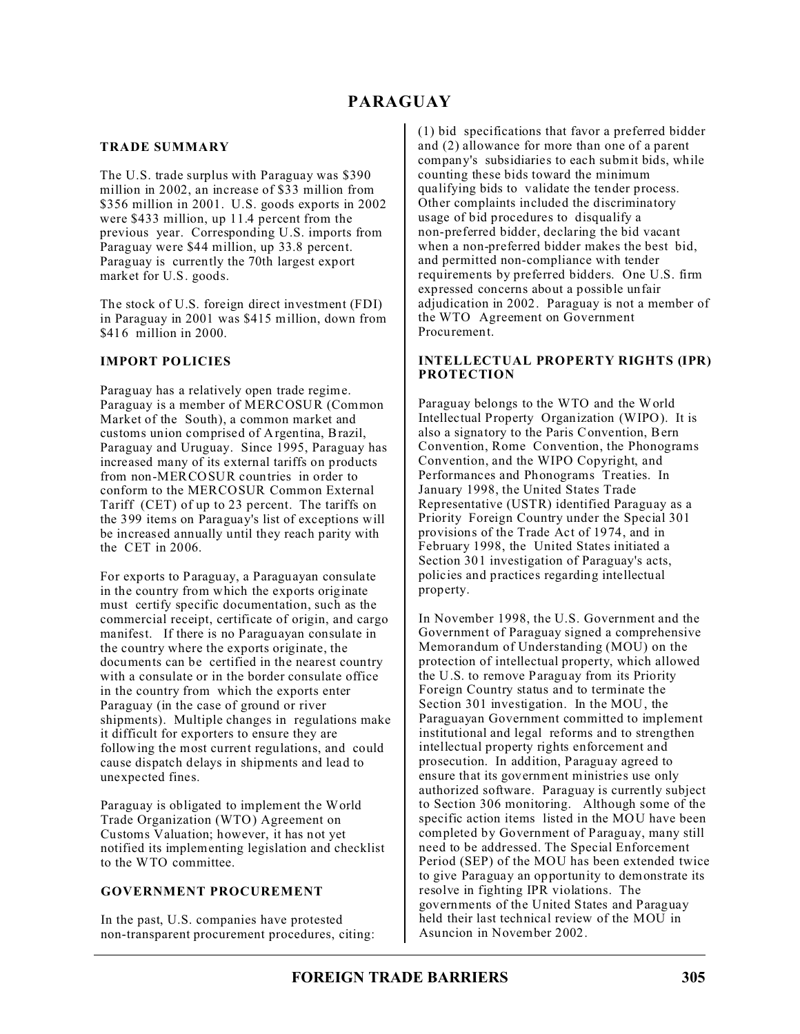# PARAGUAY

## TRADE SUMMARY

The U.S. trade surplus with Paraguay was $390 million in 2002, an increase of $33 million from $356 million in 2001. U.S. goods exports in 2002 were $433 million, up 11.4 percent from the previous year. Corresponding U.S. imports from Paraguay were $44 million, up 33.8 percent. Paraguay is currently the 70th largest export market for U.S. goods.

The stock of U.S. foreign direct investment (FDI) in Paraguay in 2001 was $415 million, down from $416 million in 2000.

## IMPORT POLICIES

Paraguay has a relatively open trade regime. Paraguay is a member of MERCOSUR (Common Market of the South), a common market and customs union comprised of Argentina, Brazil, Paraguay and Uruguay. Since 1995, Paraguay has increased many of its external tariffs on products from non-MERCOSUR countries in order to conform to the MERCOSUR Common External Tariff (CET) of up to 23 percent. The tariffs on the 399 items on Paraguay's list of exceptions will be increased annually until they reach parity with the CET in 2006.

For exports to Paraguay, a Paraguayan consulate in the country from which the exports originate must certify specific documentation, such as the commercial receipt, certificate of origin, and cargo manifest. If there is no Paraguayan consulate in the country where the exports originate, the documents can be certified in the nearest country with a consulate or in the border consulate office in the country from which the exports enter Paraguay (in the case of ground or river shipments). Multiple changes in regulations make it difficult for exporters to ensure they are following the most current regulations, and could cause dispatch delays in shipments and lead to unexpected fines.

Paraguay is obligated to implement the World Trade Organization (WTO) Agreement on Customs Valuation; however, it has not yet notified its implementing legislation and checklist to the WTO committee.

## GOVERNMENT PROCUREMENT

In the past, U.S. companies have protested non-transparent procurement procedures, citing: (1) bid specifications that favor a preferred bidder and (2) allowance for more than one of a parent company's subsidiaries to each submit bids, while counting these bids toward the minimum qualifying bids to validate the tender process. Other complaints included the discriminatory usage of bid procedures to disqualify a non-preferred bidder, declaring the bid vacant when a non-preferred bidder makes the best bid, and permitted non-compliance with tender requirements by preferred bidders. One U.S. firm expressed concerns about a possible unfair adjudication in 2002. Paraguay is not a member of the WTO Agreement on Government Procurement.

## INTELLECTUAL PROPERTY RIGHTS (IPR) PROTECTION

Paraguay belongs to the WTO and the World Intellectual Property Organization (WIPO). It is also a signatory to the Paris Convention, Bern Convention, Rome Convention, the Phonograms Convention, and the WIPO Copyright, and Performances and Phonograms Treaties. In January 1998, the United States Trade Representative (USTR) identified Paraguay as a Priority Foreign Country under the Special 301 provisions of the Trade Act of 1974, and in February 1998, the United States initiated a Section 301 investigation of Paraguay's acts, policies and practices regarding intellectual property.

In November 1998, the U.S. Government and the Government of Paraguay signed a comprehensive Memorandum of Understanding (MOU) on the protection of intellectual property, which allowed the U.S. to remove Paraguay from its Priority Foreign Country status and to terminate the Section 301 investigation. In the MOU, the Paraguayan Government committed to implement institutional and legal reforms and to strengthen intellectual property rights enforcement and prosecution. In addition, Paraguay agreed to ensure that its government ministries use only authorized software. Paraguay is currently subject to Section 306 monitoring. Although some of the specific action items listed in the MOU have been completed by Government of Paraguay, many still need to be addressed. The Special Enforcement Period (SEP) of the MOU has been extended twice to give Paraguay an opportunity to demonstrate its resolve in fighting IPR violations. The governments of the United States and Paraguay held their last technical review of the MOU in Asuncion in November 2002.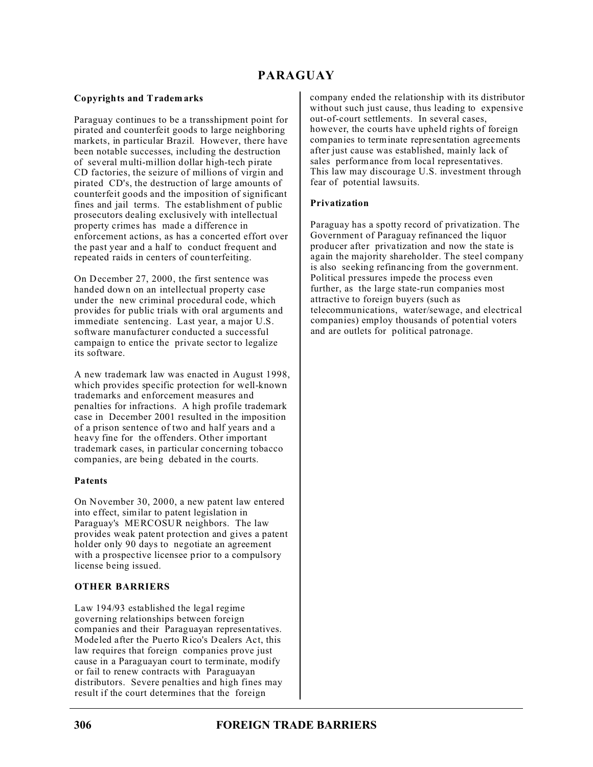# PARAGUAY

### Copyrights and Trademarks

Paraguay continues to be a transshipment point for pirated and counterfeit goods to large neighboring markets, in particular Brazil. However, there have been notable successes, including the destruction of several multi-million dollar high-tech pirate CD factories, the seizure of millions of virgin and pirated CD's, the destruction of large amounts of counterfeit goods and the imposition of significant fines and jail terms. The establishment of public prosecutors dealing exclusively with intellectual property crimes has made a difference in enforcement actions, as has a concerted effort over the past year and a half to conduct frequent and repeated raids in centers of counterfeiting.

On December 27, 2000, the first sentence was handed down on an intellectual property case under the new criminal procedural code, which provides for public trials with oral arguments and immediate sentencing. Last year, a major U.S. software manufacturer conducted a successful campaign to entice the private sector to legalize its software.

A new trademark law was enacted in August 1998, which provides specific protection for well-known trademarks and enforcement measures and penalties for infractions. A high profile trademark case in December 2001 resulted in the imposition of a prison sentence of two and half years and a heavy fine for the offenders. Other important trademark cases, in particular concerning tobacco companies, are being debated in the courts.

### Patents

On November 30, 2000, a new patent law entered into effect, similar to patent legislation in Paraguay's MERCOSUR neighbors. The law provides weak patent protection and gives a patent holder only 90 days to negotiate an agreement with a prospective licensee prior to a compulsory license being issued.

## OTHER BARRIERS

Law 194/93 established the legal regime governing relationships between foreign companies and their Paraguayan representatives. Modeled after the Puerto Rico's Dealers Act, this law requires that foreign companies prove just cause in a Paraguayan court to terminate, modify or fail to renew contracts with Paraguayan distributors. Severe penalties and high fines may result if the court determines that the foreign company ended the relationship with its distributor without such just cause, thus leading to expensive out-of-court settlements. In several cases, however, the courts have upheld rights of foreign companies to terminate representation agreements after just cause was established, mainly lack of sales performance from local representatives. This law may discourage U.S. investment through fear of potential lawsuits.

### Privatization

Paraguay has a spotty record of privatization. The Government of Paraguay refinanced the liquor producer after privatization and now the state is again the majority shareholder. The steel company is also seeking refinancing from the government. Political pressures impede the process even further, as the large state-run companies most attractive to foreign buyers (such as telecommunications, water/sewage, and electrical companies) employ thousands of potential voters and are outlets for political patronage.